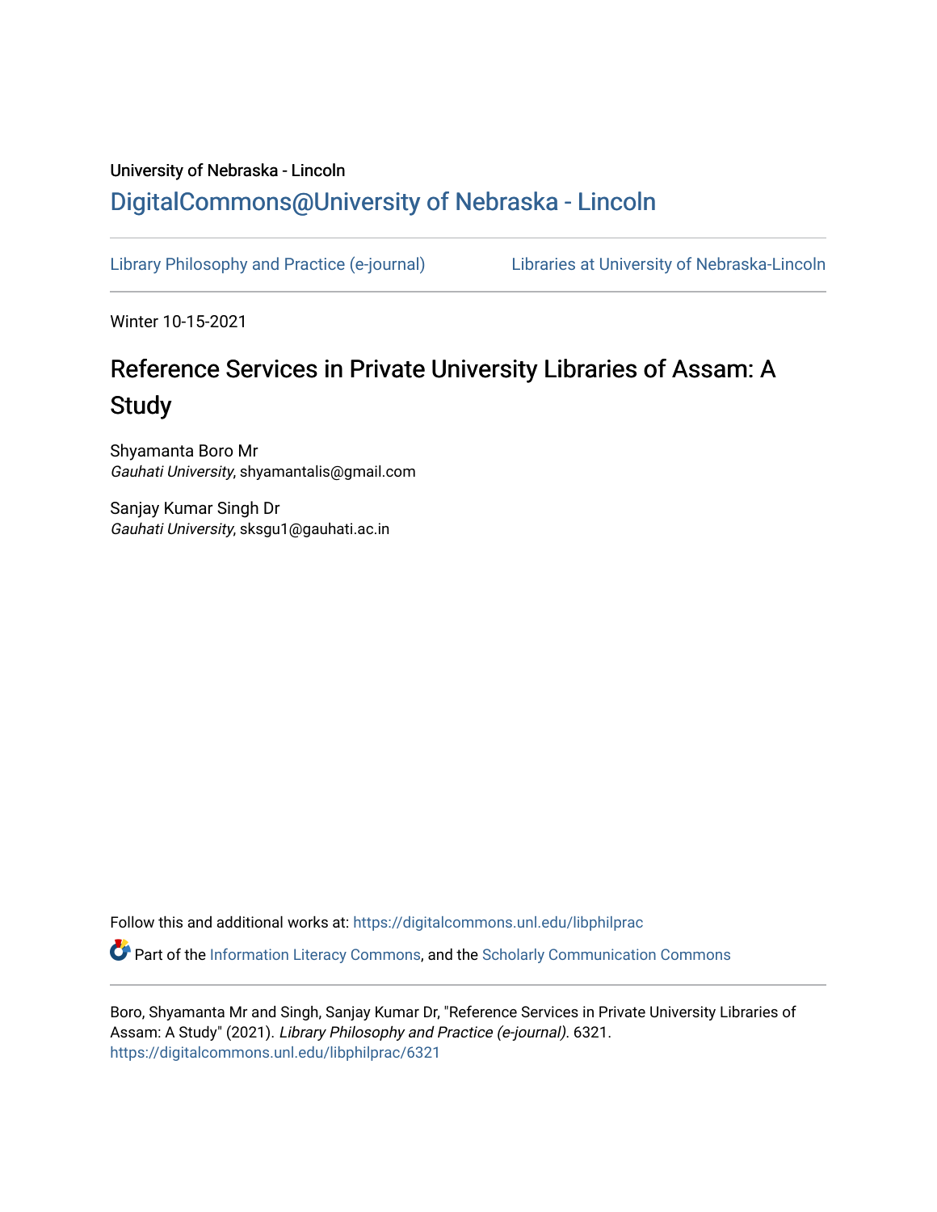University of Nebraska - Lincoln

## DigitalCommons@University of Nebraska - Lincoln

Library Philosophy and Practice (e-journal) | Libraries at University of Nebraska-Lincoln

Winter 10-15-2021

# Reference Services in Private University Libraries of Assam: A Study

Shyamanta Boro Mr
*Gauhati University*, shyamantalis@gmail.com

Sanjay Kumar Singh Dr
*Gauhati University*, sksgu1@gauhati.ac.in

Follow this and additional works at: https://digitalcommons.unl.edu/libphilprac

Part of the Information Literacy Commons, and the Scholarly Communication Commons

Boro, Shyamanta Mr and Singh, Sanjay Kumar Dr, "Reference Services in Private University Libraries of Assam: A Study" (2021). *Library Philosophy and Practice (e-journal)*. 6321.
https://digitalcommons.unl.edu/libphilprac/6321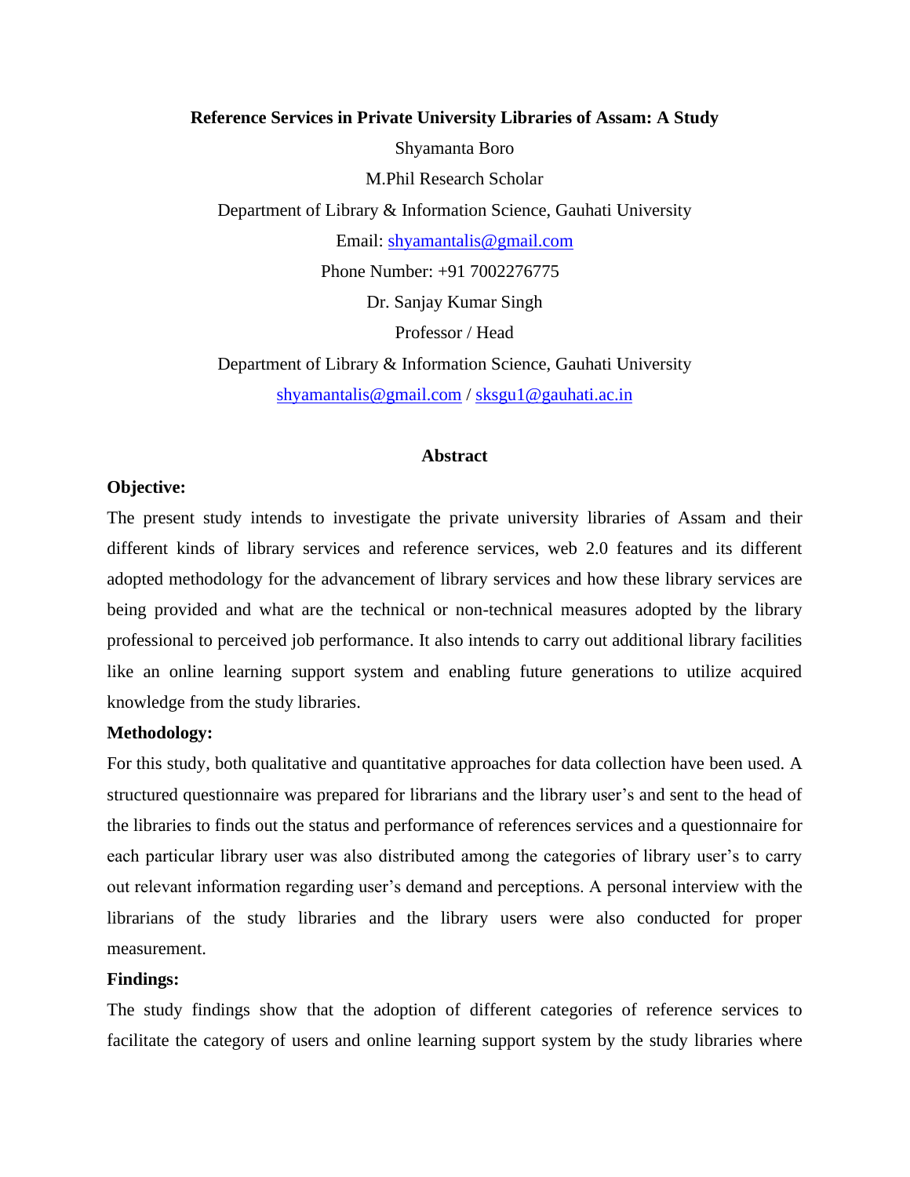**Reference Services in Private University Libraries of Assam: A Study**

Shyamanta Boro

M.Phil Research Scholar

Department of Library & Information Science, Gauhati University

Email: shyamantalis@gmail.com

Phone Number: +91 7002276775

Dr. Sanjay Kumar Singh

Professor / Head

Department of Library & Information Science, Gauhati University

shyamantalis@gmail.com / sksgu1@gauhati.ac.in

## Abstract

**Objective:**

The present study intends to investigate the private university libraries of Assam and their different kinds of library services and reference services, web 2.0 features and its different adopted methodology for the advancement of library services and how these library services are being provided and what are the technical or non-technical measures adopted by the library professional to perceived job performance. It also intends to carry out additional library facilities like an online learning support system and enabling future generations to utilize acquired knowledge from the study libraries.

**Methodology:**

For this study, both qualitative and quantitative approaches for data collection have been used. A structured questionnaire was prepared for librarians and the library user's and sent to the head of the libraries to finds out the status and performance of references services and a questionnaire for each particular library user was also distributed among the categories of library user's to carry out relevant information regarding user's demand and perceptions. A personal interview with the librarians of the study libraries and the library users were also conducted for proper measurement.

**Findings:**

The study findings show that the adoption of different categories of reference services to facilitate the category of users and online learning support system by the study libraries where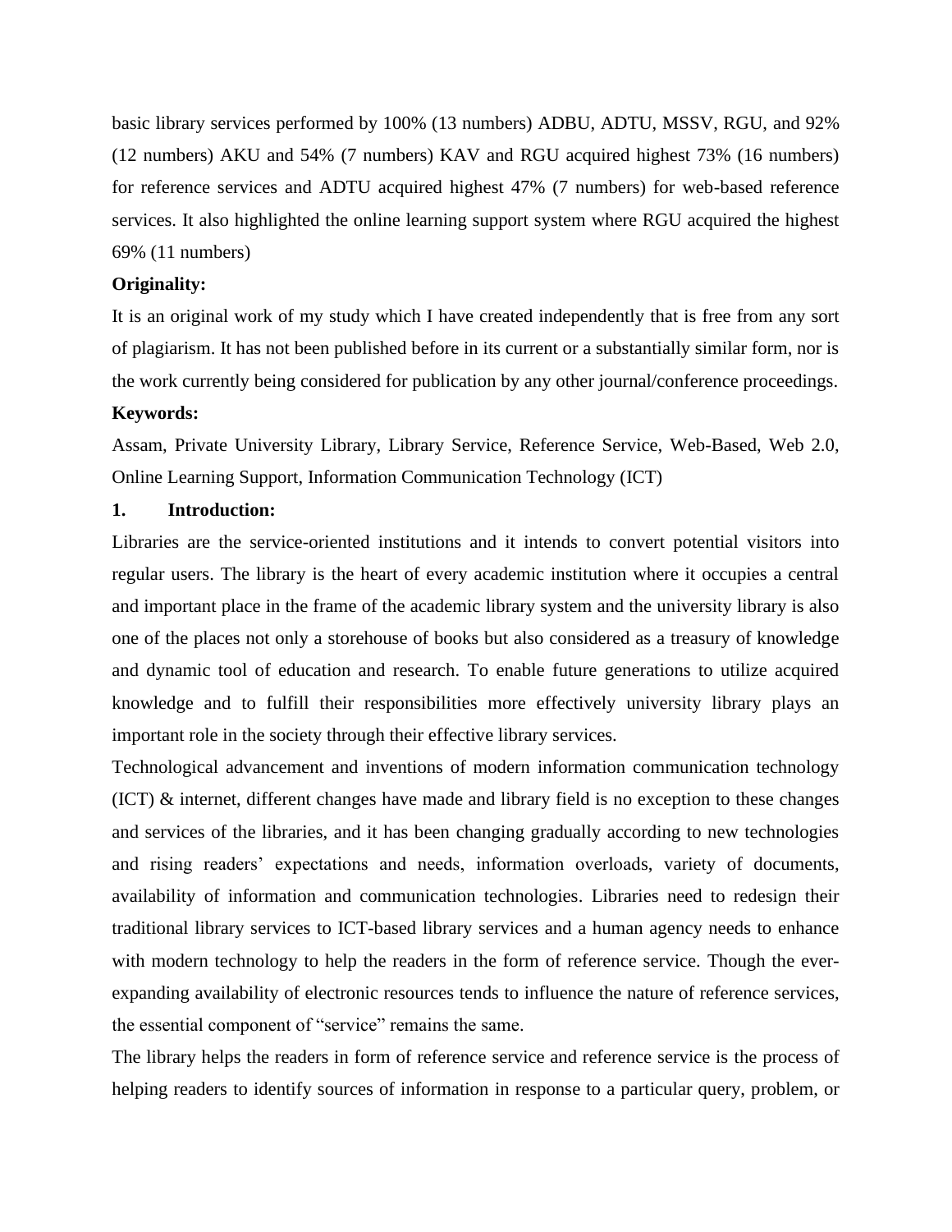basic library services performed by 100% (13 numbers) ADBU, ADTU, MSSV, RGU, and 92% (12 numbers) AKU and 54% (7 numbers) KAV and RGU acquired highest 73% (16 numbers) for reference services and ADTU acquired highest 47% (7 numbers) for web-based reference services. It also highlighted the online learning support system where RGU acquired the highest 69% (11 numbers)

**Originality:**

It is an original work of my study which I have created independently that is free from any sort of plagiarism. It has not been published before in its current or a substantially similar form, nor is the work currently being considered for publication by any other journal/conference proceedings.

**Keywords:**

Assam, Private University Library, Library Service, Reference Service, Web-Based, Web 2.0, Online Learning Support, Information Communication Technology (ICT)

## 1. Introduction:

Libraries are the service-oriented institutions and it intends to convert potential visitors into regular users. The library is the heart of every academic institution where it occupies a central and important place in the frame of the academic library system and the university library is also one of the places not only a storehouse of books but also considered as a treasury of knowledge and dynamic tool of education and research. To enable future generations to utilize acquired knowledge and to fulfill their responsibilities more effectively university library plays an important role in the society through their effective library services.

Technological advancement and inventions of modern information communication technology (ICT) & internet, different changes have made and library field is no exception to these changes and services of the libraries, and it has been changing gradually according to new technologies and rising readers' expectations and needs, information overloads, variety of documents, availability of information and communication technologies. Libraries need to redesign their traditional library services to ICT-based library services and a human agency needs to enhance with modern technology to help the readers in the form of reference service. Though the ever-expanding availability of electronic resources tends to influence the nature of reference services, the essential component of "service" remains the same.

The library helps the readers in form of reference service and reference service is the process of helping readers to identify sources of information in response to a particular query, problem, or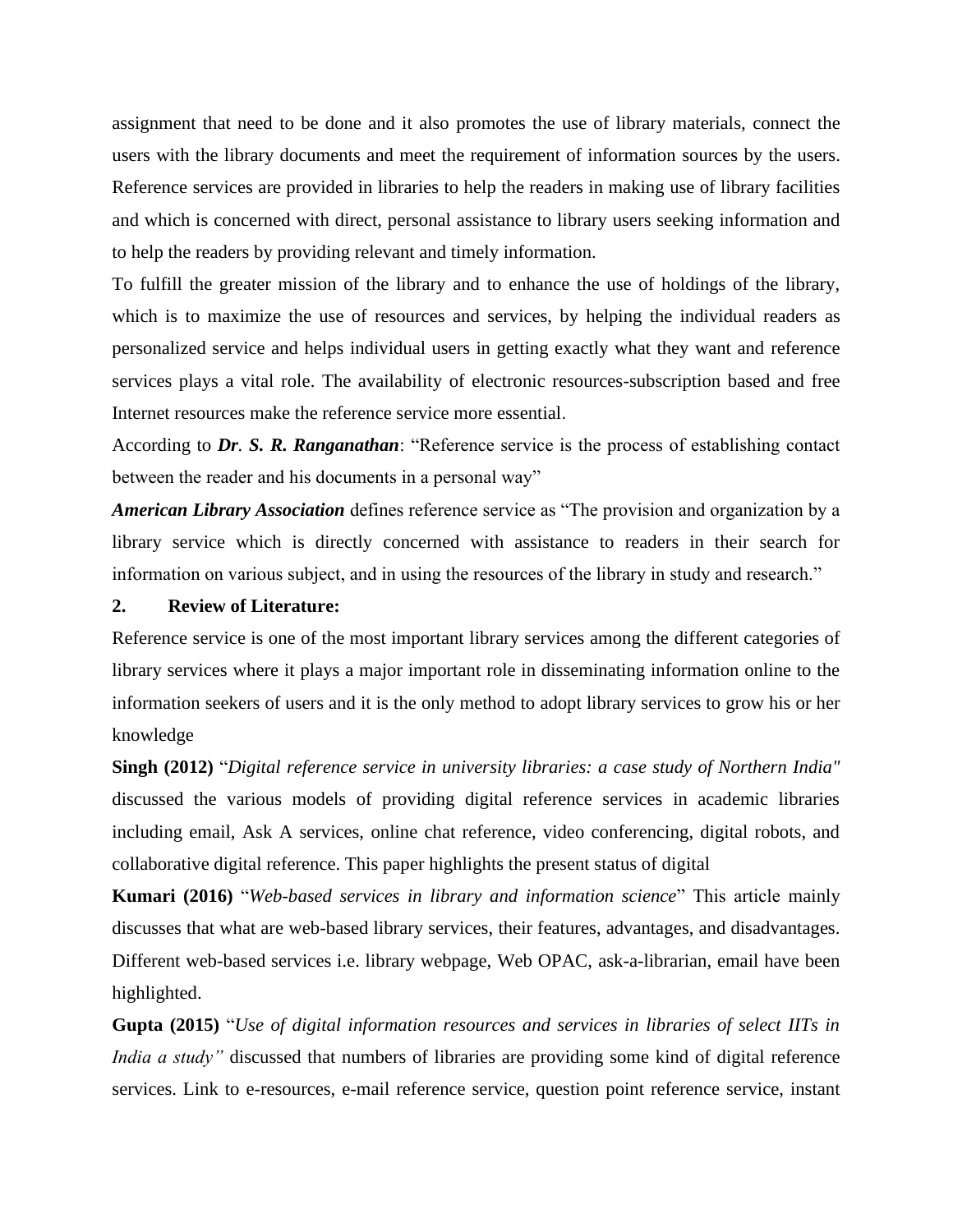assignment that need to be done and it also promotes the use of library materials, connect the users with the library documents and meet the requirement of information sources by the users. Reference services are provided in libraries to help the readers in making use of library facilities and which is concerned with direct, personal assistance to library users seeking information and to help the readers by providing relevant and timely information.

To fulfill the greater mission of the library and to enhance the use of holdings of the library, which is to maximize the use of resources and services, by helping the individual readers as personalized service and helps individual users in getting exactly what they want and reference services plays a vital role. The availability of electronic resources-subscription based and free Internet resources make the reference service more essential.

According to ***Dr. S. R. Ranganathan***: "Reference service is the process of establishing contact between the reader and his documents in a personal way"

***American Library Association*** defines reference service as "The provision and organization by a library service which is directly concerned with assistance to readers in their search for information on various subject, and in using the resources of the library in study and research."

## 2. Review of Literature:

Reference service is one of the most important library services among the different categories of library services where it plays a major important role in disseminating information online to the information seekers of users and it is the only method to adopt library services to grow his or her knowledge

**Singh (2012)** "*Digital reference service in university libraries: a case study of Northern India"* discussed the various models of providing digital reference services in academic libraries including email, Ask A services, online chat reference, video conferencing, digital robots, and collaborative digital reference. This paper highlights the present status of digital

**Kumari (2016)** "*Web-based services in library and information science*" This article mainly discusses that what are web-based library services, their features, advantages, and disadvantages. Different web-based services i.e. library webpage, Web OPAC, ask-a-librarian, email have been highlighted.

**Gupta (2015)** "*Use of digital information resources and services in libraries of select IITs in India a study"* discussed that numbers of libraries are providing some kind of digital reference services. Link to e-resources, e-mail reference service, question point reference service, instant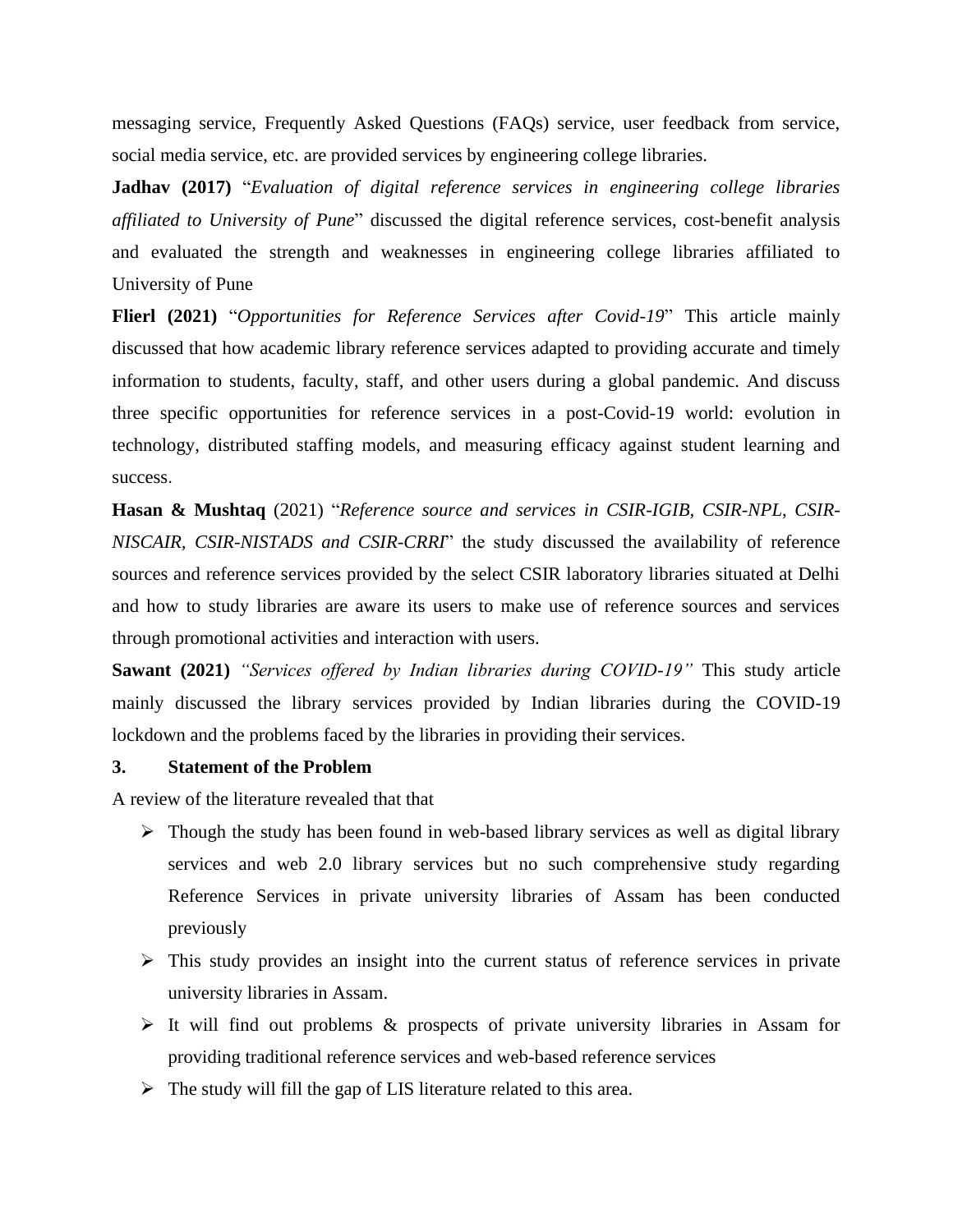messaging service, Frequently Asked Questions (FAQs) service, user feedback from service, social media service, etc. are provided services by engineering college libraries.

**Jadhav (2017)** "*Evaluation of digital reference services in engineering college libraries affiliated to University of Pune*" discussed the digital reference services, cost-benefit analysis and evaluated the strength and weaknesses in engineering college libraries affiliated to University of Pune

**Flierl (2021)** "*Opportunities for Reference Services after Covid-19*" This article mainly discussed that how academic library reference services adapted to providing accurate and timely information to students, faculty, staff, and other users during a global pandemic. And discuss three specific opportunities for reference services in a post-Covid-19 world: evolution in technology, distributed staffing models, and measuring efficacy against student learning and success.

**Hasan & Mushtaq** (2021) "*Reference source and services in CSIR-IGIB, CSIR-NPL, CSIR-NISCAIR, CSIR-NISTADS and CSIR-CRRI*" the study discussed the availability of reference sources and reference services provided by the select CSIR laboratory libraries situated at Delhi and how to study libraries are aware its users to make use of reference sources and services through promotional activities and interaction with users.

**Sawant (2021)** *"Services offered by Indian libraries during COVID-19"* This study article mainly discussed the library services provided by Indian libraries during the COVID-19 lockdown and the problems faced by the libraries in providing their services.

## 3. Statement of the Problem

A review of the literature revealed that that

- Though the study has been found in web-based library services as well as digital library services and web 2.0 library services but no such comprehensive study regarding Reference Services in private university libraries of Assam has been conducted previously
- This study provides an insight into the current status of reference services in private university libraries in Assam.
- It will find out problems & prospects of private university libraries in Assam for providing traditional reference services and web-based reference services
- The study will fill the gap of LIS literature related to this area.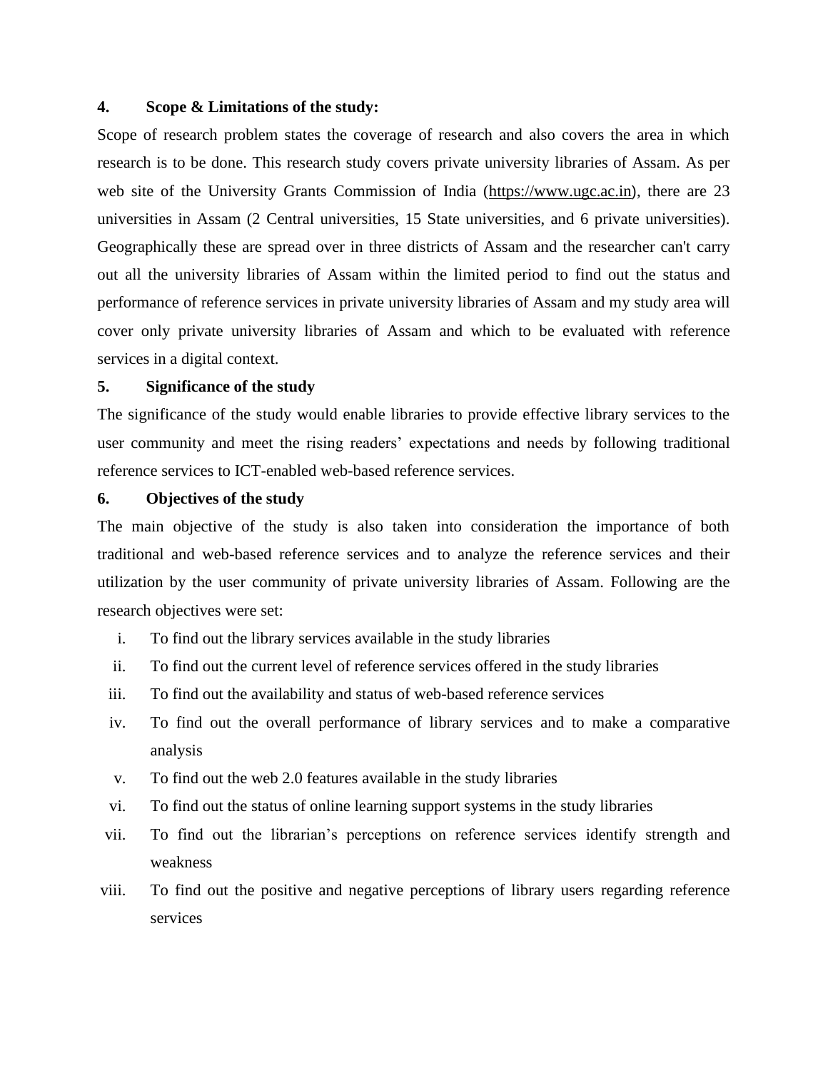**4. Scope & Limitations of the study:**

Scope of research problem states the coverage of research and also covers the area in which research is to be done. This research study covers private university libraries of Assam. As per web site of the University Grants Commission of India (https://www.ugc.ac.in), there are 23 universities in Assam (2 Central universities, 15 State universities, and 6 private universities). Geographically these are spread over in three districts of Assam and the researcher can't carry out all the university libraries of Assam within the limited period to find out the status and performance of reference services in private university libraries of Assam and my study area will cover only private university libraries of Assam and which to be evaluated with reference services in a digital context.

**5. Significance of the study**

The significance of the study would enable libraries to provide effective library services to the user community and meet the rising readers' expectations and needs by following traditional reference services to ICT-enabled web-based reference services.

**6. Objectives of the study**

The main objective of the study is also taken into consideration the importance of both traditional and web-based reference services and to analyze the reference services and their utilization by the user community of private university libraries of Assam. Following are the research objectives were set:

i. To find out the library services available in the study libraries

ii. To find out the current level of reference services offered in the study libraries

iii. To find out the availability and status of web-based reference services

iv. To find out the overall performance of library services and to make a comparative analysis

v. To find out the web 2.0 features available in the study libraries

vi. To find out the status of online learning support systems in the study libraries

vii. To find out the librarian's perceptions on reference services identify strength and weakness

viii. To find out the positive and negative perceptions of library users regarding reference services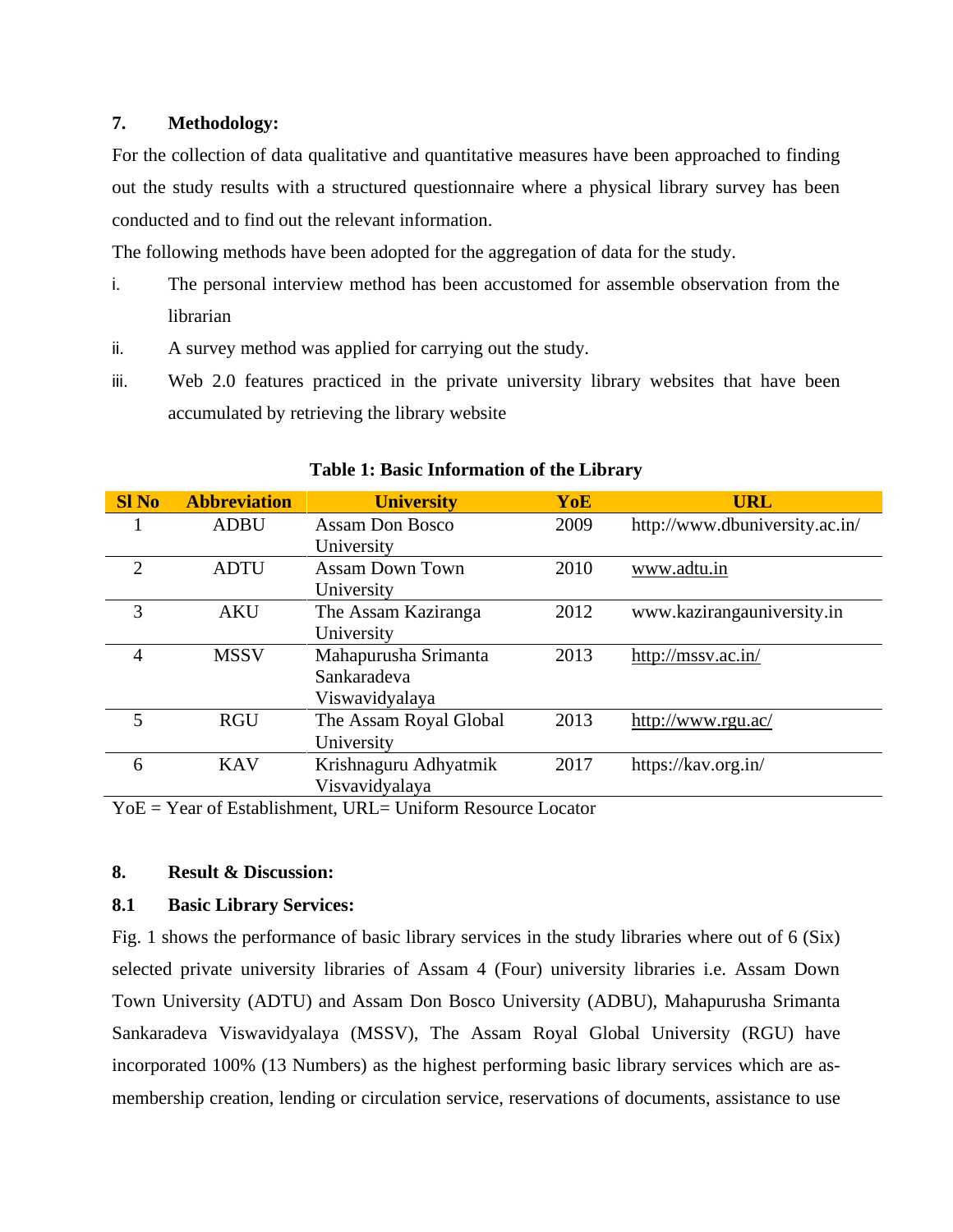## 7. Methodology:

For the collection of data qualitative and quantitative measures have been approached to finding out the study results with a structured questionnaire where a physical library survey has been conducted and to find out the relevant information.

The following methods have been adopted for the aggregation of data for the study.

i. The personal interview method has been accustomed for assemble observation from the librarian

ii. A survey method was applied for carrying out the study.

iii. Web 2.0 features practiced in the private university library websites that have been accumulated by retrieving the library website

**Table 1: Basic Information of the Library**

| Sl No | Abbreviation | University | YoE | URL |
|---|---|---|---|---|
| 1 | ADBU | Assam Don Bosco University | 2009 | http://www.dbuniversity.ac.in/ |
| 2 | ADTU | Assam Down Town University | 2010 | www.adtu.in |
| 3 | AKU | The Assam Kaziranga University | 2012 | www.kazirangauniversity.in |
| 4 | MSSV | Mahapurusha Srimanta Sankaradeva Viswavidyalaya | 2013 | http://mssv.ac.in/ |
| 5 | RGU | The Assam Royal Global University | 2013 | http://www.rgu.ac/ |
| 6 | KAV | Krishnaguru Adhyatmik Visvavidyalaya | 2017 | https://kav.org.in/ |

YoE = Year of Establishment, URL= Uniform Resource Locator

## 8. Result & Discussion:

### 8.1 Basic Library Services:

Fig. 1 shows the performance of basic library services in the study libraries where out of 6 (Six) selected private university libraries of Assam 4 (Four) university libraries i.e. Assam Down Town University (ADTU) and Assam Don Bosco University (ADBU), Mahapurusha Srimanta Sankaradeva Viswavidyalaya (MSSV), The Assam Royal Global University (RGU) have incorporated 100% (13 Numbers) as the highest performing basic library services which are as-membership creation, lending or circulation service, reservations of documents, assistance to use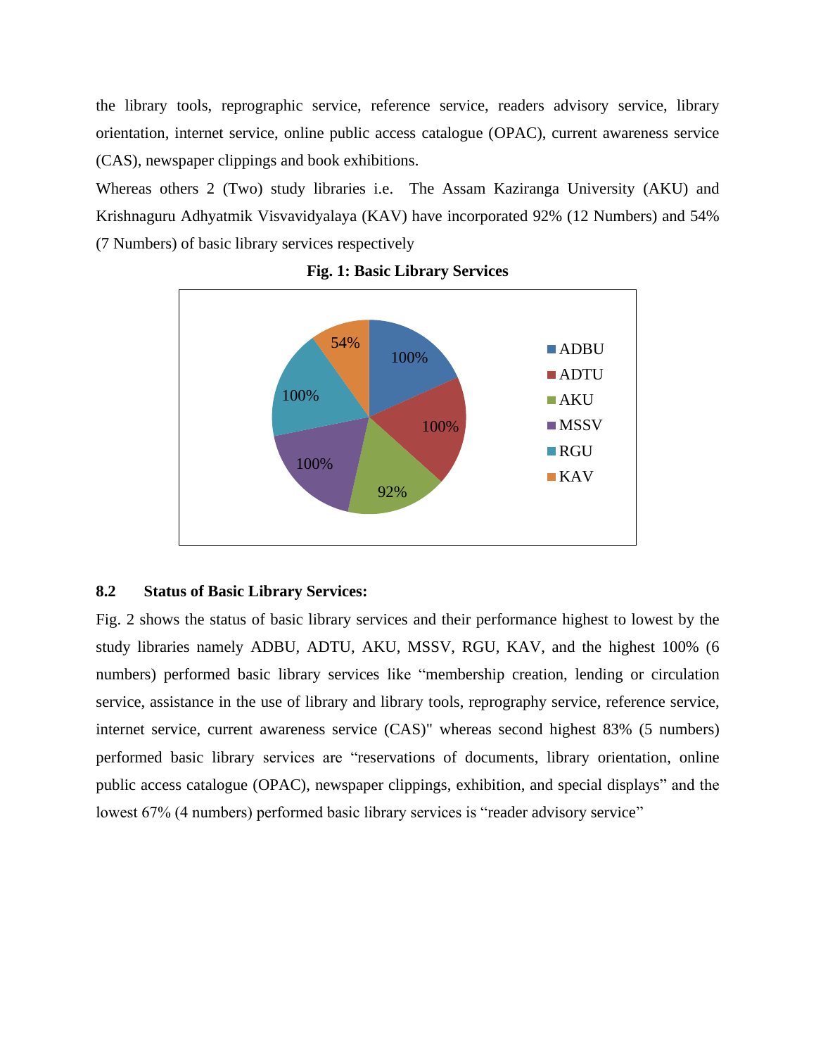the library tools, reprographic service, reference service, readers advisory service, library orientation, internet service, online public access catalogue (OPAC), current awareness service (CAS), newspaper clippings and book exhibitions.

Whereas others 2 (Two) study libraries i.e. The Assam Kaziranga University (AKU) and Krishnaguru Adhyatmik Visvavidyalaya (KAV) have incorporated 92% (12 Numbers) and 54% (7 Numbers) of basic library services respectively

**Fig. 1: Basic Library Services**

| Library | Basic Library Services |
| --- | --- |
| ADBU | 100% |
| ADTU | 100% |
| AKU | 92% |
| MSSV | 100% |
| RGU | 100% |
| KAV | 54% |

### 8.2 Status of Basic Library Services:

Fig. 2 shows the status of basic library services and their performance highest to lowest by the study libraries namely ADBU, ADTU, AKU, MSSV, RGU, KAV, and the highest 100% (6 numbers) performed basic library services like "membership creation, lending or circulation service, assistance in the use of library and library tools, reprography service, reference service, internet service, current awareness service (CAS)" whereas second highest 83% (5 numbers) performed basic library services are "reservations of documents, library orientation, online public access catalogue (OPAC), newspaper clippings, exhibition, and special displays" and the lowest 67% (4 numbers) performed basic library services is "reader advisory service"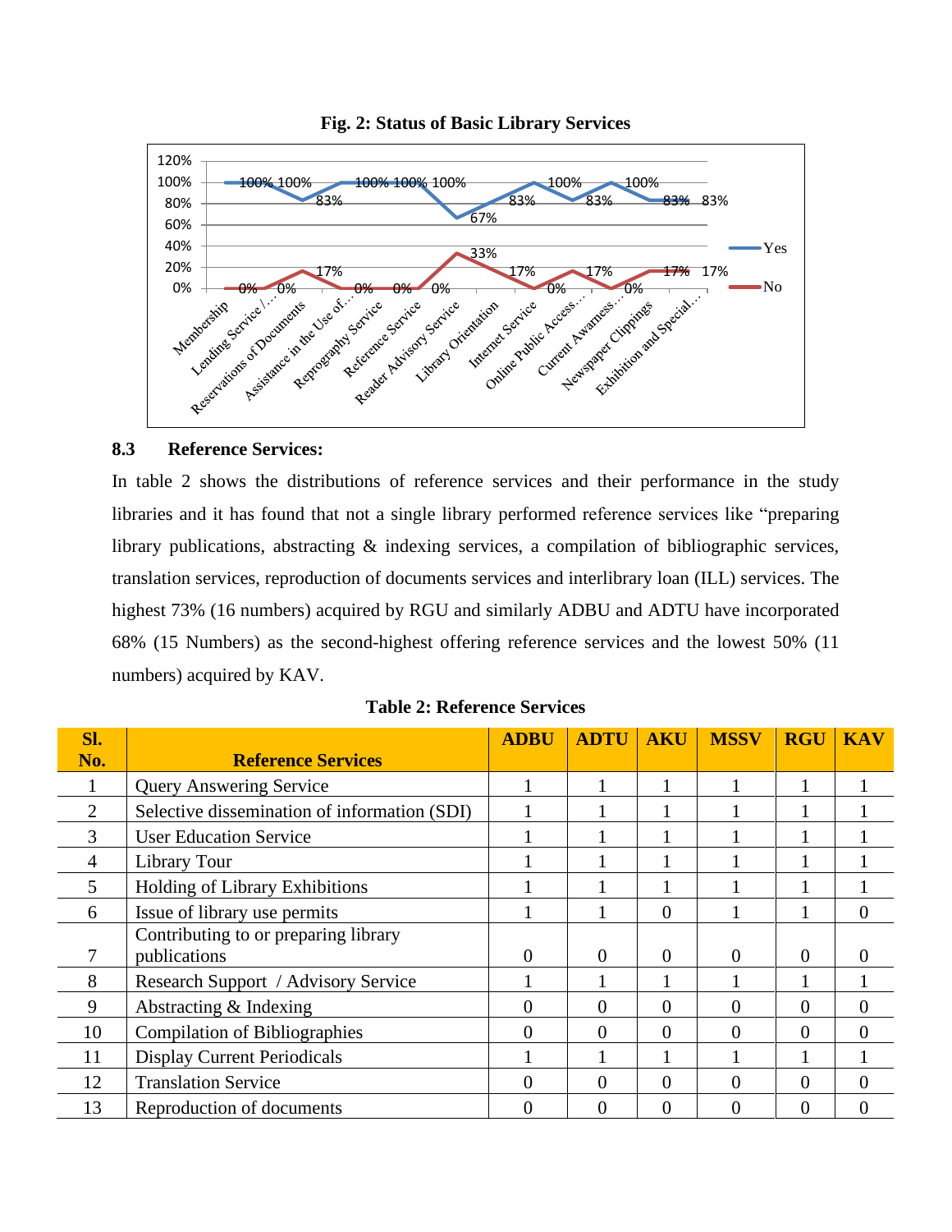**Fig. 2: Status of Basic Library Services**

| Service | Yes | No |
|---|---|---|
| Membership | 100% | 0% |
| Lending Service /… | 100% | 0% |
| Reservations of Documents | 83% | 17% |
| Assistance in the Use of… | 100% | 0% |
| Reprography Service | 100% | 0% |
| Reference Service | 100% | 0% |
| Reader Advisory Service | 67% | 33% |
| Library Orientation | 83% | 17% |
| Internet Service | 100% | 0% |
| Online Public Access… | 83% | 17% |
| Current Awarness… | 100% | 0% |
| Newspaper Clippings | 83% | 17% |
| Exhibition and Special… | 83% | 17% |

### 8.3 Reference Services:

In table 2 shows the distributions of reference services and their performance in the study libraries and it has found that not a single library performed reference services like "preparing library publications, abstracting & indexing services, a compilation of bibliographic services, translation services, reproduction of documents services and interlibrary loan (ILL) services. The highest 73% (16 numbers) acquired by RGU and similarly ADBU and ADTU have incorporated 68% (15 Numbers) as the second-highest offering reference services and the lowest 50% (11 numbers) acquired by KAV.

**Table 2: Reference Services**

| Sl. No. | Reference Services | ADBU | ADTU | AKU | MSSV | RGU | KAV |
|---|---|---|---|---|---|---|---|
| 1 | Query Answering Service | 1 | 1 | 1 | 1 | 1 | 1 |
| 2 | Selective dissemination of information (SDI) | 1 | 1 | 1 | 1 | 1 | 1 |
| 3 | User Education Service | 1 | 1 | 1 | 1 | 1 | 1 |
| 4 | Library Tour | 1 | 1 | 1 | 1 | 1 | 1 |
| 5 | Holding of Library Exhibitions | 1 | 1 | 1 | 1 | 1 | 1 |
| 6 | Issue of library use permits | 1 | 1 | 0 | 1 | 1 | 0 |
| 7 | Contributing to or preparing library publications | 0 | 0 | 0 | 0 | 0 | 0 |
| 8 | Research Support / Advisory Service | 1 | 1 | 1 | 1 | 1 | 1 |
| 9 | Abstracting & Indexing | 0 | 0 | 0 | 0 | 0 | 0 |
| 10 | Compilation of Bibliographies | 0 | 0 | 0 | 0 | 0 | 0 |
| 11 | Display Current Periodicals | 1 | 1 | 1 | 1 | 1 | 1 |
| 12 | Translation Service | 0 | 0 | 0 | 0 | 0 | 0 |
| 13 | Reproduction of documents | 0 | 0 | 0 | 0 | 0 | 0 |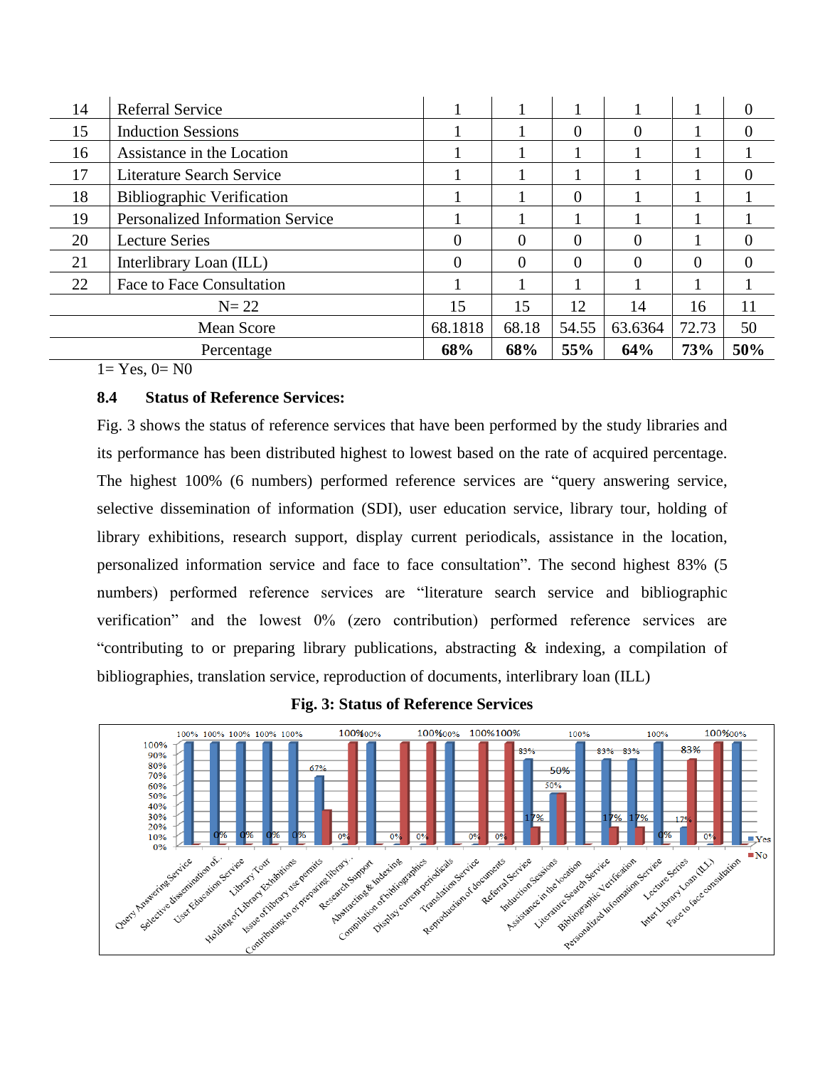| 14 | Referral Service | 1 | 1 | 1 | 1 | 1 | 0 |
|---|---|---|---|---|---|---|---|
| 15 | Induction Sessions | 1 | 1 | 0 | 0 | 1 | 0 |
| 16 | Assistance in the Location | 1 | 1 | 1 | 1 | 1 | 1 |
| 17 | Literature Search Service | 1 | 1 | 1 | 1 | 1 | 0 |
| 18 | Bibliographic Verification | 1 | 1 | 0 | 1 | 1 | 1 |
| 19 | Personalized Information Service | 1 | 1 | 1 | 1 | 1 | 1 |
| 20 | Lecture Series | 0 | 0 | 0 | 0 | 1 | 0 |
| 21 | Interlibrary Loan (ILL) | 0 | 0 | 0 | 0 | 0 | 0 |
| 22 | Face to Face Consultation | 1 | 1 | 1 | 1 | 1 | 1 |
| | N= 22 | 15 | 15 | 12 | 14 | 16 | 11 |
| | Mean Score | 68.1818 | 68.18 | 54.55 | 63.6364 | 72.73 | 50 |
| | Percentage | **68%** | **68%** | **55%** | **64%** | **73%** | **50%** |

1= Yes, 0= N0

### 8.4 Status of Reference Services:

Fig. 3 shows the status of reference services that have been performed by the study libraries and its performance has been distributed highest to lowest based on the rate of acquired percentage. The highest 100% (6 numbers) performed reference services are "query answering service, selective dissemination of information (SDI), user education service, library tour, holding of library exhibitions, research support, display current periodicals, assistance in the location, personalized information service and face to face consultation". The second highest 83% (5 numbers) performed reference services are "literature search service and bibliographic verification" and the lowest 0% (zero contribution) performed reference services are "contributing to or preparing library publications, abstracting & indexing, a compilation of bibliographies, translation service, reproduction of documents, interlibrary loan (ILL)

**Fig. 3: Status of Reference Services**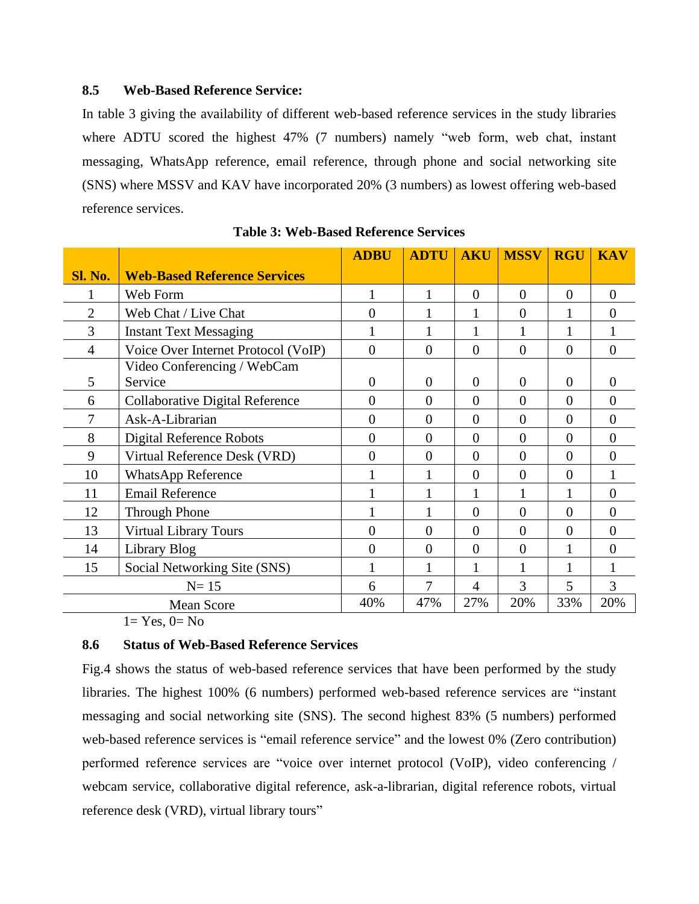### 8.5 Web-Based Reference Service:

In table 3 giving the availability of different web-based reference services in the study libraries where ADTU scored the highest 47% (7 numbers) namely "web form, web chat, instant messaging, WhatsApp reference, email reference, through phone and social networking site (SNS) where MSSV and KAV have incorporated 20% (3 numbers) as lowest offering web-based reference services.

**Table 3: Web-Based Reference Services**

| Sl. No. | Web-Based Reference Services | ADBU | ADTU | AKU | MSSV | RGU | KAV |
|---|---|---|---|---|---|---|---|
| 1 | Web Form | 1 | 1 | 0 | 0 | 0 | 0 |
| 2 | Web Chat / Live Chat | 0 | 1 | 1 | 0 | 1 | 0 |
| 3 | Instant Text Messaging | 1 | 1 | 1 | 1 | 1 | 1 |
| 4 | Voice Over Internet Protocol (VoIP) | 0 | 0 | 0 | 0 | 0 | 0 |
| 5 | Video Conferencing / WebCam Service | 0 | 0 | 0 | 0 | 0 | 0 |
| 6 | Collaborative Digital Reference | 0 | 0 | 0 | 0 | 0 | 0 |
| 7 | Ask-A-Librarian | 0 | 0 | 0 | 0 | 0 | 0 |
| 8 | Digital Reference Robots | 0 | 0 | 0 | 0 | 0 | 0 |
| 9 | Virtual Reference Desk (VRD) | 0 | 0 | 0 | 0 | 0 | 0 |
| 10 | WhatsApp Reference | 1 | 1 | 0 | 0 | 0 | 1 |
| 11 | Email Reference | 1 | 1 | 1 | 1 | 1 | 0 |
| 12 | Through Phone | 1 | 1 | 0 | 0 | 0 | 0 |
| 13 | Virtual Library Tours | 0 | 0 | 0 | 0 | 0 | 0 |
| 14 | Library Blog | 0 | 0 | 0 | 0 | 1 | 0 |
| 15 | Social Networking Site (SNS) | 1 | 1 | 1 | 1 | 1 | 1 |
| N= 15 | | 6 | 7 | 4 | 3 | 5 | 3 |
| Mean Score | | 40% | 47% | 27% | 20% | 33% | 20% |

1= Yes, 0= No

### 8.6 Status of Web-Based Reference Services

Fig.4 shows the status of web-based reference services that have been performed by the study libraries. The highest 100% (6 numbers) performed web-based reference services are "instant messaging and social networking site (SNS). The second highest 83% (5 numbers) performed web-based reference services is "email reference service" and the lowest 0% (Zero contribution) performed reference services are "voice over internet protocol (VoIP), video conferencing / webcam service, collaborative digital reference, ask-a-librarian, digital reference robots, virtual reference desk (VRD), virtual library tours"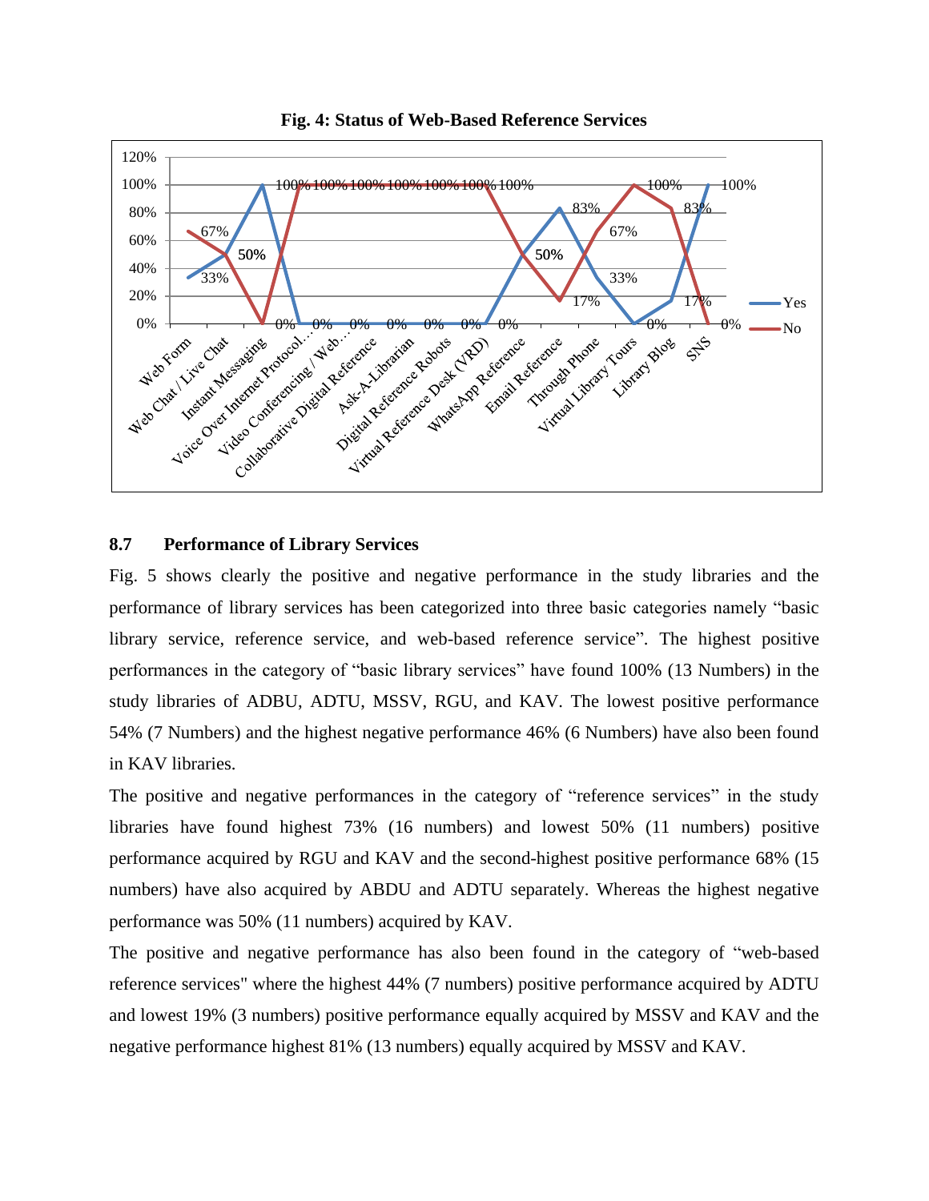**Fig. 4: Status of Web-Based Reference Services**

## 8.7 Performance of Library Services

Fig. 5 shows clearly the positive and negative performance in the study libraries and the performance of library services has been categorized into three basic categories namely "basic library service, reference service, and web-based reference service". The highest positive performances in the category of "basic library services" have found 100% (13 Numbers) in the study libraries of ADBU, ADTU, MSSV, RGU, and KAV. The lowest positive performance 54% (7 Numbers) and the highest negative performance 46% (6 Numbers) have also been found in KAV libraries.

The positive and negative performances in the category of "reference services" in the study libraries have found highest 73% (16 numbers) and lowest 50% (11 numbers) positive performance acquired by RGU and KAV and the second-highest positive performance 68% (15 numbers) have also acquired by ABDU and ADTU separately. Whereas the highest negative performance was 50% (11 numbers) acquired by KAV.

The positive and negative performance has also been found in the category of "web-based reference services" where the highest 44% (7 numbers) positive performance acquired by ADTU and lowest 19% (3 numbers) positive performance equally acquired by MSSV and KAV and the negative performance highest 81% (13 numbers) equally acquired by MSSV and KAV.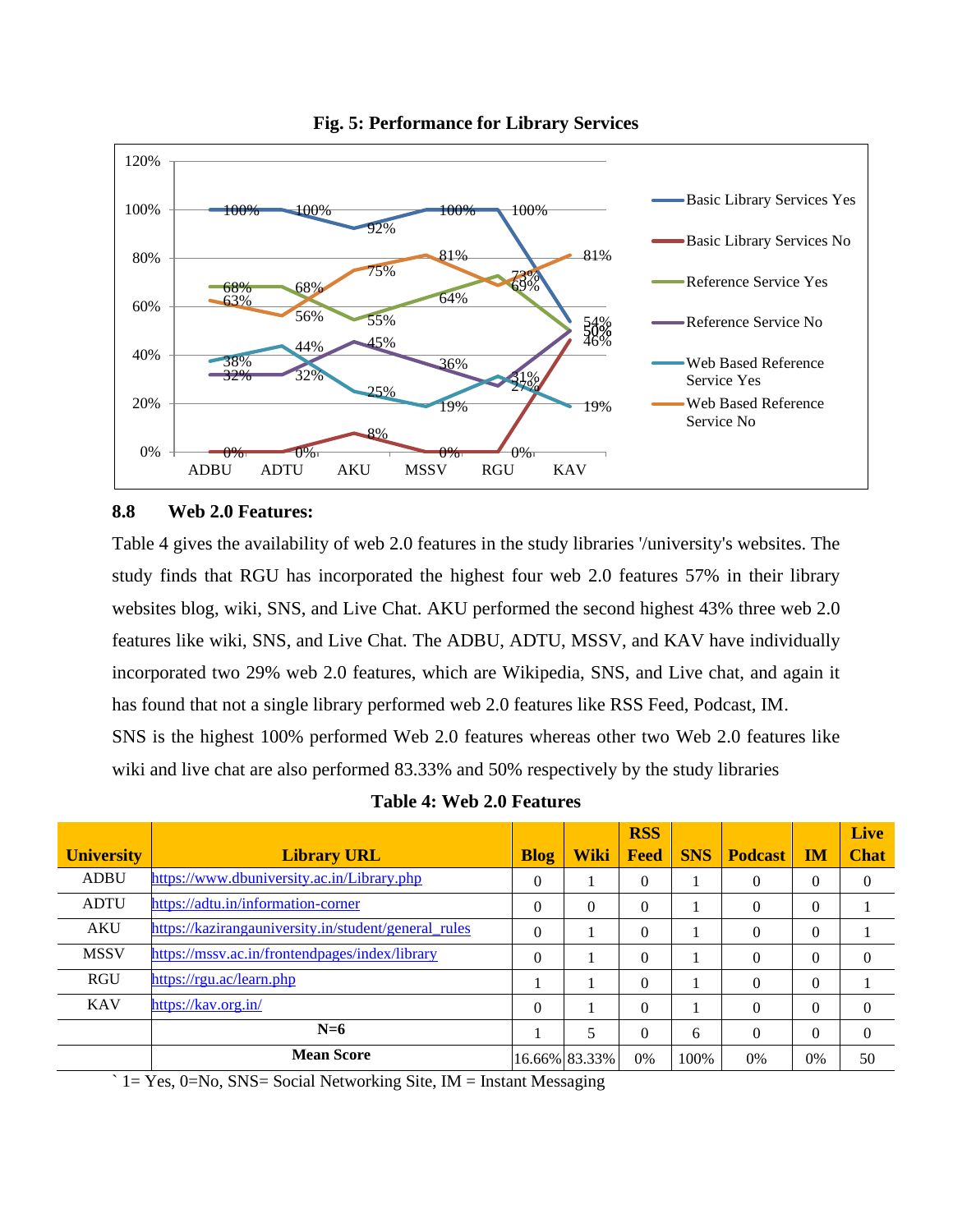**Fig. 5: Performance for Library Services**

### 8.8 Web 2.0 Features:

Table 4 gives the availability of web 2.0 features in the study libraries '/university's websites. The study finds that RGU has incorporated the highest four web 2.0 features 57% in their library websites blog, wiki, SNS, and Live Chat. AKU performed the second highest 43% three web 2.0 features like wiki, SNS, and Live Chat. The ADBU, ADTU, MSSV, and KAV have individually incorporated two 29% web 2.0 features, which are Wikipedia, SNS, and Live chat, and again it has found that not a single library performed web 2.0 features like RSS Feed, Podcast, IM.

SNS is the highest 100% performed Web 2.0 features whereas other two Web 2.0 features like wiki and live chat are also performed 83.33% and 50% respectively by the study libraries

**Table 4: Web 2.0 Features**

| University | Library URL | Blog | Wiki | RSS Feed | SNS | Podcast | IM | Live Chat |
|---|---|---|---|---|---|---|---|---|
| ADBU | https://www.dbuniversity.ac.in/Library.php | 0 | 1 | 0 | 1 | 0 | 0 | 0 |
| ADTU | https://adtu.in/information-corner | 0 | 0 | 0 | 1 | 0 | 0 | 1 |
| AKU | https://kazirangauniversity.in/student/general_rules | 0 | 1 | 0 | 1 | 0 | 0 | 1 |
| MSSV | https://mssv.ac.in/frontendpages/index/library | 0 | 1 | 0 | 1 | 0 | 0 | 0 |
| RGU | https://rgu.ac/learn.php | 1 | 1 | 0 | 1 | 0 | 0 | 1 |
| KAV | https://kav.org.in/ | 0 | 1 | 0 | 1 | 0 | 0 | 0 |
| | **N=6** | 1 | 5 | 0 | 6 | 0 | 0 | 0 |
| | **Mean Score** | 16.66% | 83.33% | 0% | 100% | 0% | 0% | 50 |

` 1= Yes, 0=No, SNS= Social Networking Site, IM = Instant Messaging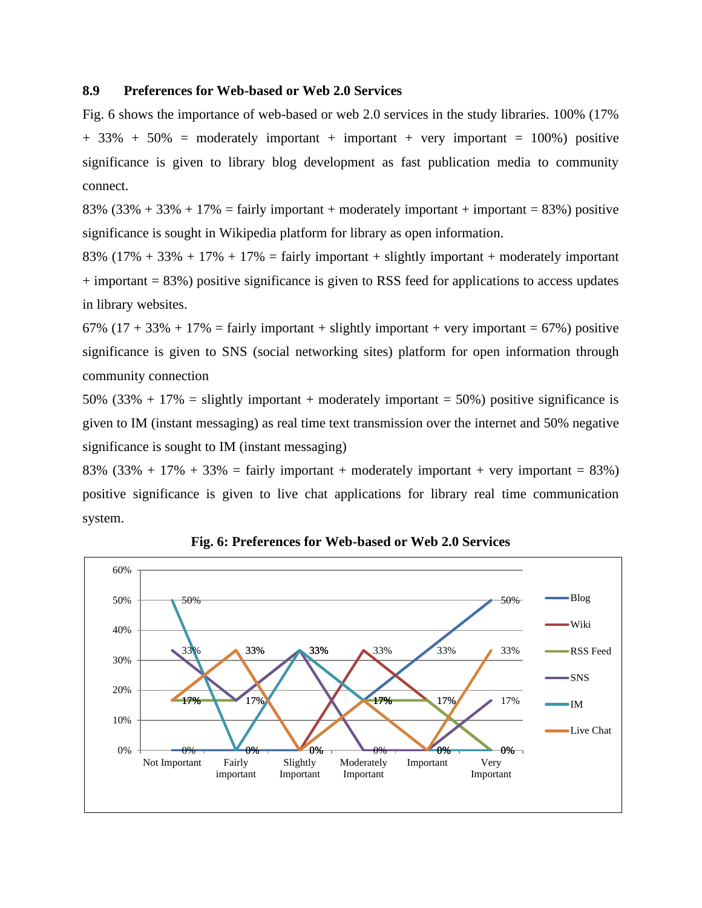### 8.9 Preferences for Web-based or Web 2.0 Services

Fig. 6 shows the importance of web-based or web 2.0 services in the study libraries. 100% (17% + 33% + 50% = moderately important + important + very important = 100%) positive significance is given to library blog development as fast publication media to community connect.

83% (33% + 33% + 17% = fairly important + moderately important + important = 83%) positive significance is sought in Wikipedia platform for library as open information.

83% (17% + 33% + 17% + 17% = fairly important + slightly important + moderately important + important = 83%) positive significance is given to RSS feed for applications to access updates in library websites.

67% (17 + 33% + 17% = fairly important + slightly important + very important = 67%) positive significance is given to SNS (social networking sites) platform for open information through community connection

50% (33% + 17% = slightly important + moderately important = 50%) positive significance is given to IM (instant messaging) as real time text transmission over the internet and 50% negative significance is sought to IM (instant messaging)

83% (33% + 17% + 33% = fairly important + moderately important + very important = 83%) positive significance is given to live chat applications for library real time communication system.

**Fig. 6: Preferences for Web-based or Web 2.0 Services**

| | Not Important | Fairly important | Slightly Important | Moderately Important | Important | Very Important |
|---|---|---|---|---|---|---|
| Blog | 0% | 0% | 0% | 17% | 33% | 50% |
| Wiki | 0% | 0% | 0% | 33% | 17% | 0% |
| RSS Feed | 17% | 17% | 33% | 17% | 17% | 0% |
| SNS | 33% | 17% | 33% | 0% | 0% | 17% |
| IM | 50% | 0% | 33% | 17% | 0% | 0% |
| Live Chat | 17% | 33% | 0% | 17% | 0% | 33% |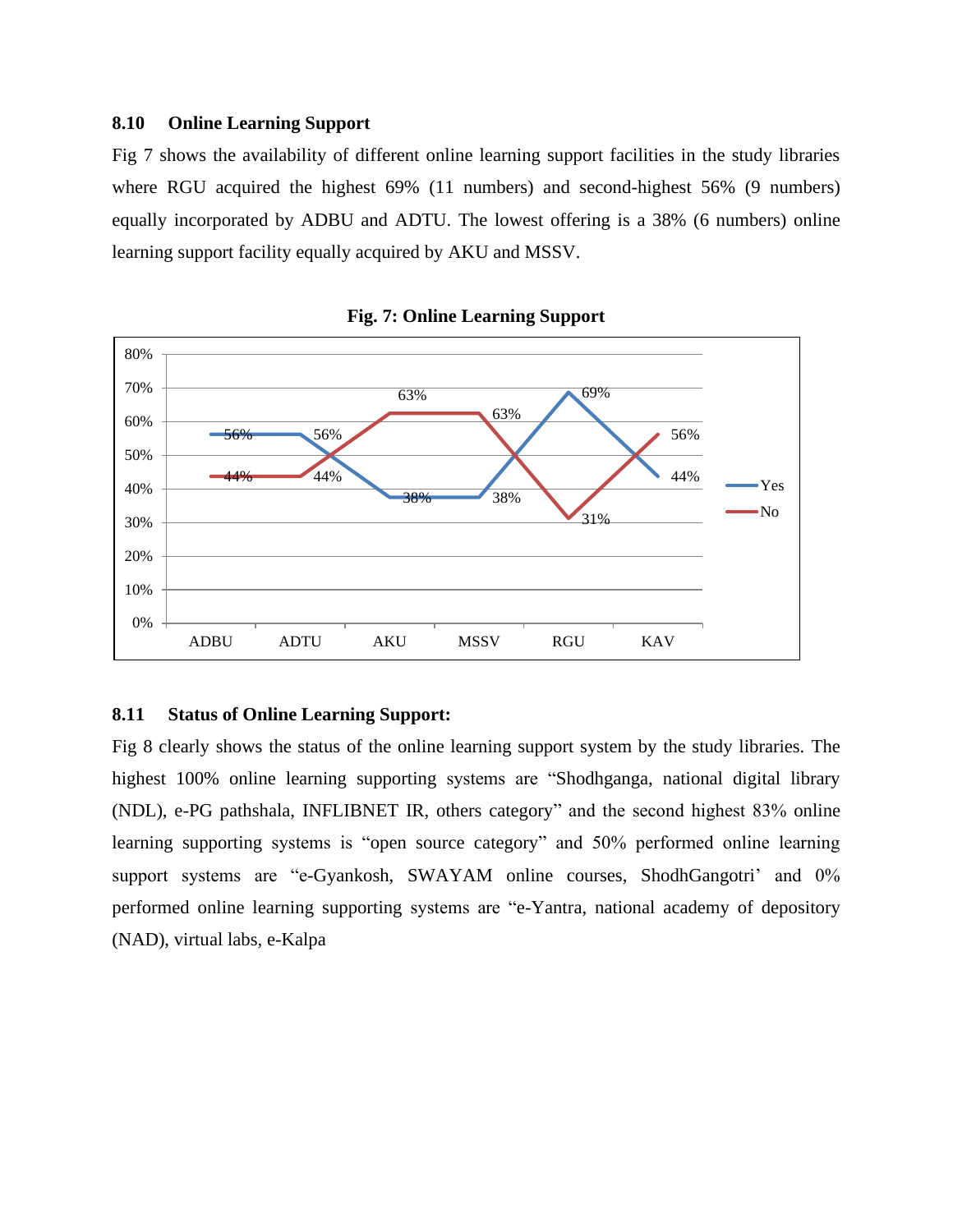### 8.10 Online Learning Support

Fig 7 shows the availability of different online learning support facilities in the study libraries where RGU acquired the highest 69% (11 numbers) and second-highest 56% (9 numbers) equally incorporated by ADBU and ADTU. The lowest offering is a 38% (6 numbers) online learning support facility equally acquired by AKU and MSSV.

**Fig. 7: Online Learning Support**

| | ADBU | ADTU | AKU | MSSV | RGU | KAV |
|---|---|---|---|---|---|---|
| Yes | 56% | 56% | 38% | 38% | 69% | 44% |
| No | 44% | 44% | 63% | 63% | 31% | 56% |

### 8.11 Status of Online Learning Support:

Fig 8 clearly shows the status of the online learning support system by the study libraries. The highest 100% online learning supporting systems are "Shodhganga, national digital library (NDL), e-PG pathshala, INFLIBNET IR, others category" and the second highest 83% online learning supporting systems is "open source category" and 50% performed online learning support systems are "e-Gyankosh, SWAYAM online courses, ShodhGangotri' and 0% performed online learning supporting systems are "e-Yantra, national academy of depository (NAD), virtual labs, e-Kalpa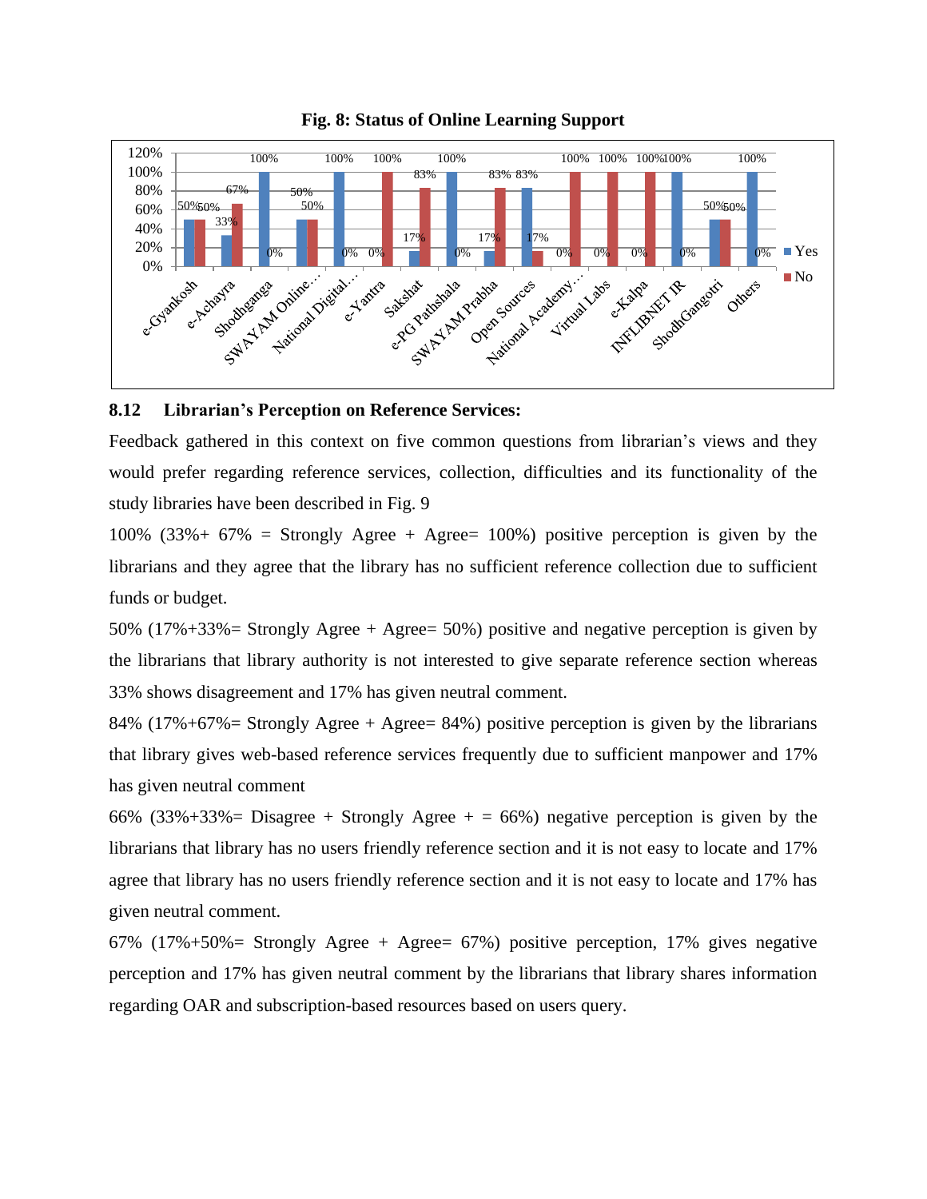**Fig. 8: Status of Online Learning Support**

| Resource | Yes | No |
|---|---|---|
| e-Gyankosh | 50% | 50% |
| e-Achayra | 33% | 67% |
| Shodhganga | 100% | 0% |
| SWAYAM Online… | 50% | 50% |
| National Digital… | 100% | 0% |
| e-Yantra | 0% | 100% |
| Sakshat | 17% | 83% |
| e-PG Pathshala | 100% | 0% |
| SWAYAM Prabha | 17% | 83% |
| Open Sources | 83% | 17% |
| National Academy… | 0% | 100% |
| Virtual Labs | 0% | 100% |
| e-Kalpa | 0% | 100% |
| INFLIBNET IR | 100% | 0% |
| ShodhGangotri | 50% | 50% |
| Others | 100% | 0% |

### 8.12 Librarian's Perception on Reference Services:

Feedback gathered in this context on five common questions from librarian's views and they would prefer regarding reference services, collection, difficulties and its functionality of the study libraries have been described in Fig. 9

100% (33%+ 67% = Strongly Agree + Agree= 100%) positive perception is given by the librarians and they agree that the library has no sufficient reference collection due to sufficient funds or budget.

50% (17%+33%= Strongly Agree + Agree= 50%) positive and negative perception is given by the librarians that library authority is not interested to give separate reference section whereas 33% shows disagreement and 17% has given neutral comment.

84% (17%+67%= Strongly Agree + Agree= 84%) positive perception is given by the librarians that library gives web-based reference services frequently due to sufficient manpower and 17% has given neutral comment

66% (33%+33%= Disagree + Strongly Agree + = 66%) negative perception is given by the librarians that library has no users friendly reference section and it is not easy to locate and 17% agree that library has no users friendly reference section and it is not easy to locate and 17% has given neutral comment.

67% (17%+50%= Strongly Agree + Agree= 67%) positive perception, 17% gives negative perception and 17% has given neutral comment by the librarians that library shares information regarding OAR and subscription-based resources based on users query.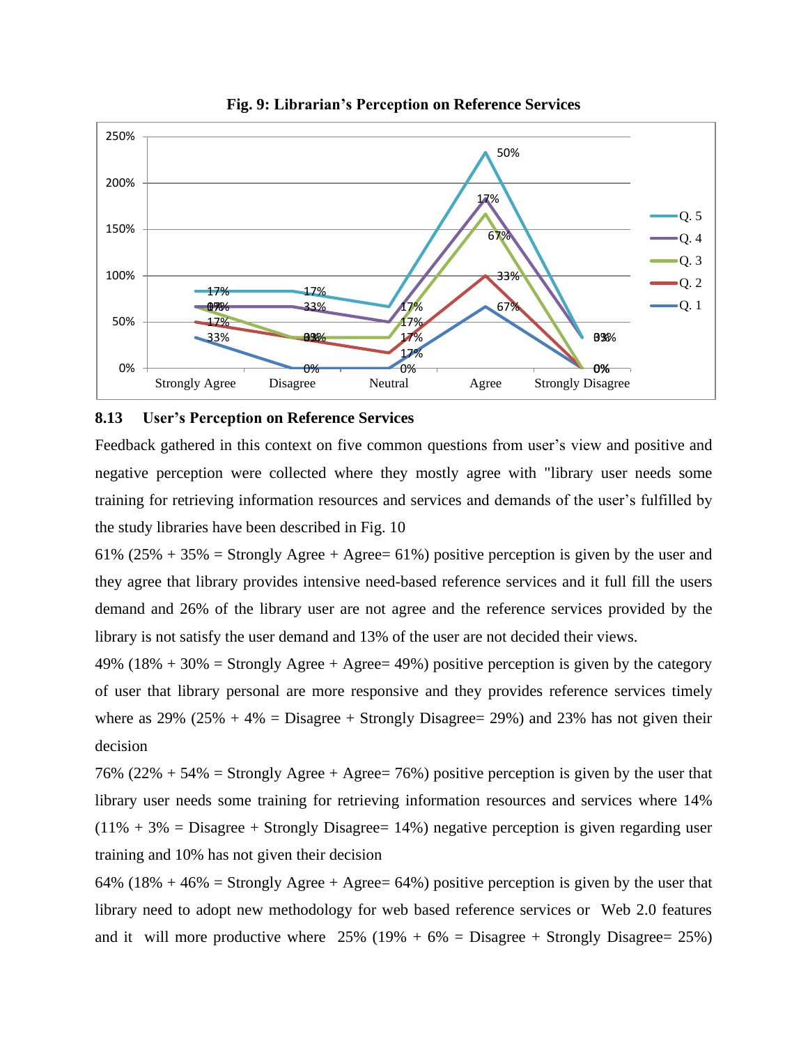**Fig. 9: Librarian's Perception on Reference Services**

## 8.13 User's Perception on Reference Services

Feedback gathered in this context on five common questions from user's view and positive and negative perception were collected where they mostly agree with "library user needs some training for retrieving information resources and services and demands of the user's fulfilled by the study libraries have been described in Fig. 10

61% (25% + 35% = Strongly Agree + Agree= 61%) positive perception is given by the user and they agree that library provides intensive need-based reference services and it full fill the users demand and 26% of the library user are not agree and the reference services provided by the library is not satisfy the user demand and 13% of the user are not decided their views.

49% (18% + 30% = Strongly Agree + Agree= 49%) positive perception is given by the category of user that library personal are more responsive and they provides reference services timely where as 29% (25% + 4% = Disagree + Strongly Disagree= 29%) and 23% has not given their decision

76% (22% + 54% = Strongly Agree + Agree= 76%) positive perception is given by the user that library user needs some training for retrieving information resources and services where 14% (11% + 3% = Disagree + Strongly Disagree= 14%) negative perception is given regarding user training and 10% has not given their decision

64% (18% + 46% = Strongly Agree + Agree= 64%) positive perception is given by the user that library need to adopt new methodology for web based reference services or Web 2.0 features and it will more productive where 25% (19% + 6% = Disagree + Strongly Disagree= 25%)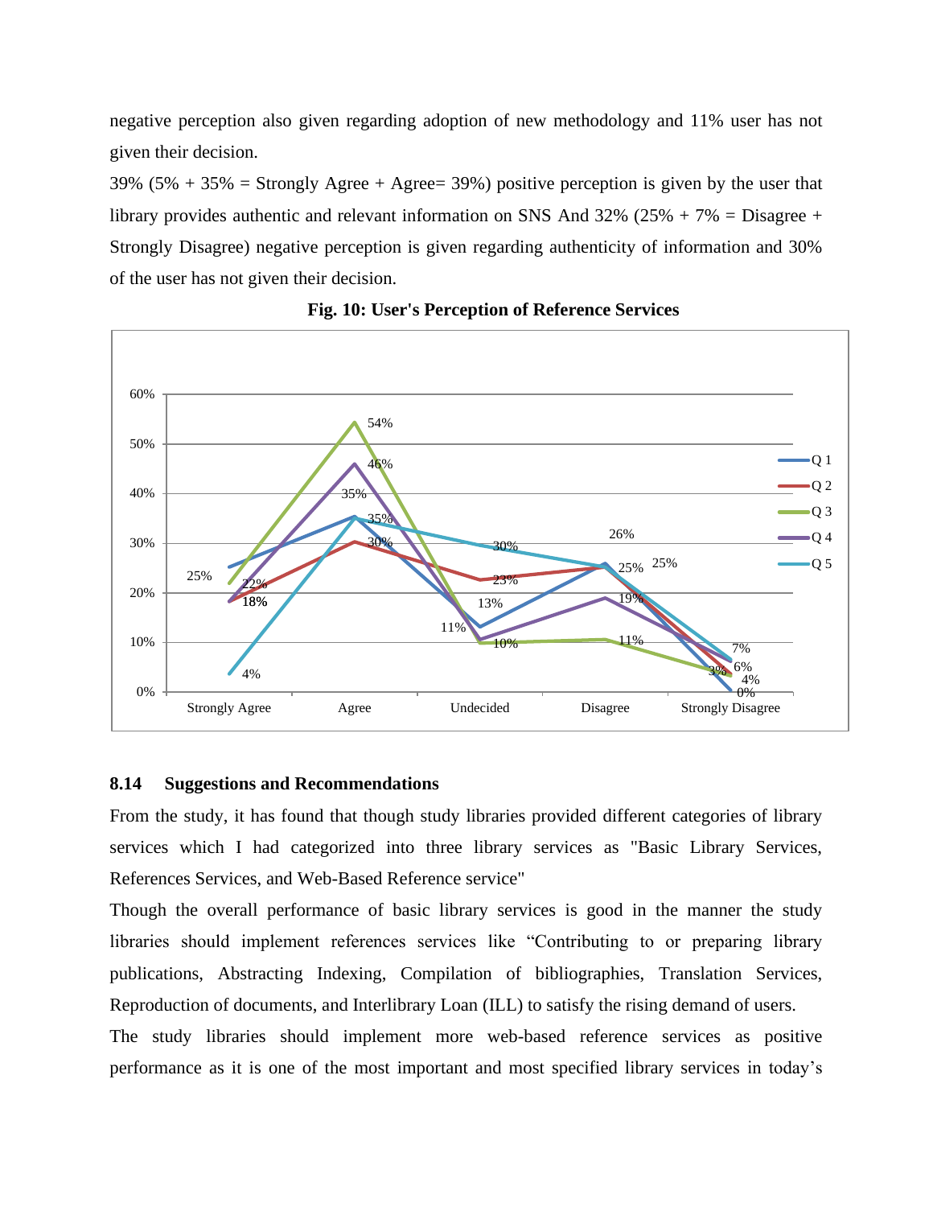negative perception also given regarding adoption of new methodology and 11% user has not given their decision.

39% (5% + 35% = Strongly Agree + Agree= 39%) positive perception is given by the user that library provides authentic and relevant information on SNS And 32% (25% + 7% = Disagree + Strongly Disagree) negative perception is given regarding authenticity of information and 30% of the user has not given their decision.

**Fig. 10: User's Perception of Reference Services**

### 8.14 Suggestions and Recommendations

From the study, it has found that though study libraries provided different categories of library services which I had categorized into three library services as "Basic Library Services, References Services, and Web-Based Reference service"

Though the overall performance of basic library services is good in the manner the study libraries should implement references services like "Contributing to or preparing library publications, Abstracting Indexing, Compilation of bibliographies, Translation Services, Reproduction of documents, and Interlibrary Loan (ILL) to satisfy the rising demand of users.

The study libraries should implement more web-based reference services as positive performance as it is one of the most important and most specified library services in today's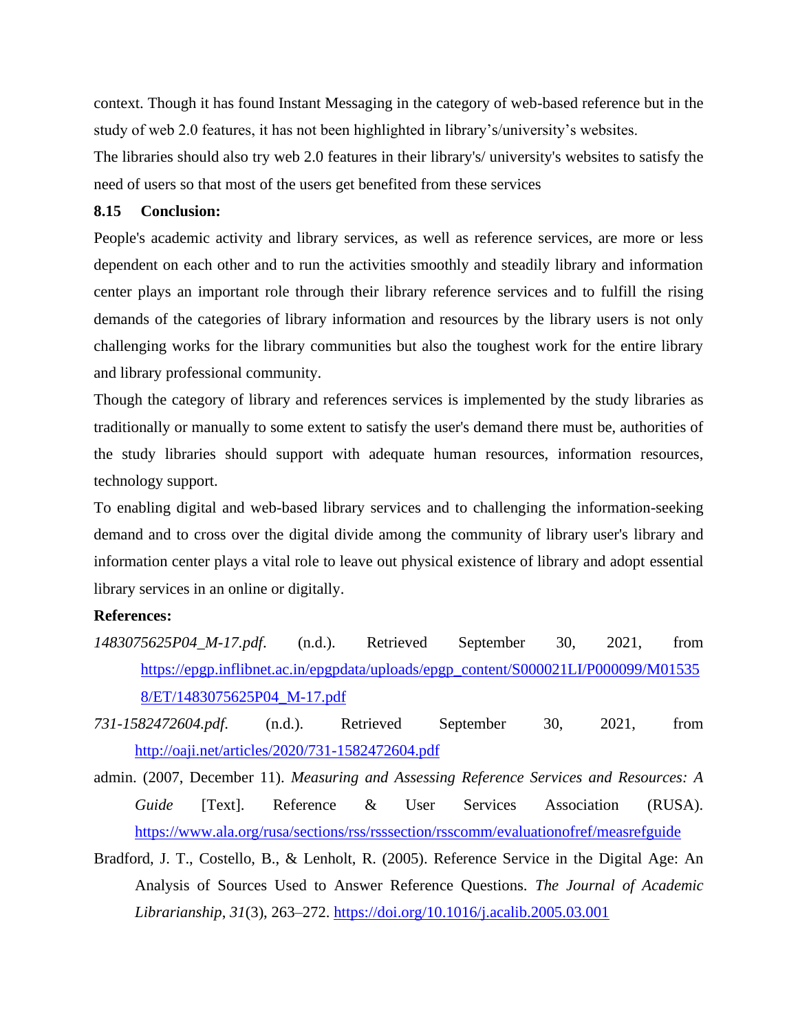context. Though it has found Instant Messaging in the category of web-based reference but in the study of web 2.0 features, it has not been highlighted in library's/university's websites.

The libraries should also try web 2.0 features in their library's/ university's websites to satisfy the need of users so that most of the users get benefited from these services

### 8.15 Conclusion:

People's academic activity and library services, as well as reference services, are more or less dependent on each other and to run the activities smoothly and steadily library and information center plays an important role through their library reference services and to fulfill the rising demands of the categories of library information and resources by the library users is not only challenging works for the library communities but also the toughest work for the entire library and library professional community.

Though the category of library and references services is implemented by the study libraries as traditionally or manually to some extent to satisfy the user's demand there must be, authorities of the study libraries should support with adequate human resources, information resources, technology support.

To enabling digital and web-based library services and to challenging the information-seeking demand and to cross over the digital divide among the community of library user's library and information center plays a vital role to leave out physical existence of library and adopt essential library services in an online or digitally.

### References:

*1483075625P04_M-17.pdf*. (n.d.). Retrieved September 30, 2021, from https://epgp.inflibnet.ac.in/epgpdata/uploads/epgp_content/S000021LI/P000099/M015358/ET/1483075625P04_M-17.pdf

*731-1582472604.pdf*. (n.d.). Retrieved September 30, 2021, from http://oaji.net/articles/2020/731-1582472604.pdf

admin. (2007, December 11). *Measuring and Assessing Reference Services and Resources: A Guide* [Text]. Reference & User Services Association (RUSA). https://www.ala.org/rusa/sections/rss/rsssection/rsscomm/evaluationofref/measrefguide

Bradford, J. T., Costello, B., & Lenholt, R. (2005). Reference Service in the Digital Age: An Analysis of Sources Used to Answer Reference Questions. *The Journal of Academic Librarianship*, *31*(3), 263–272. https://doi.org/10.1016/j.acalib.2005.03.001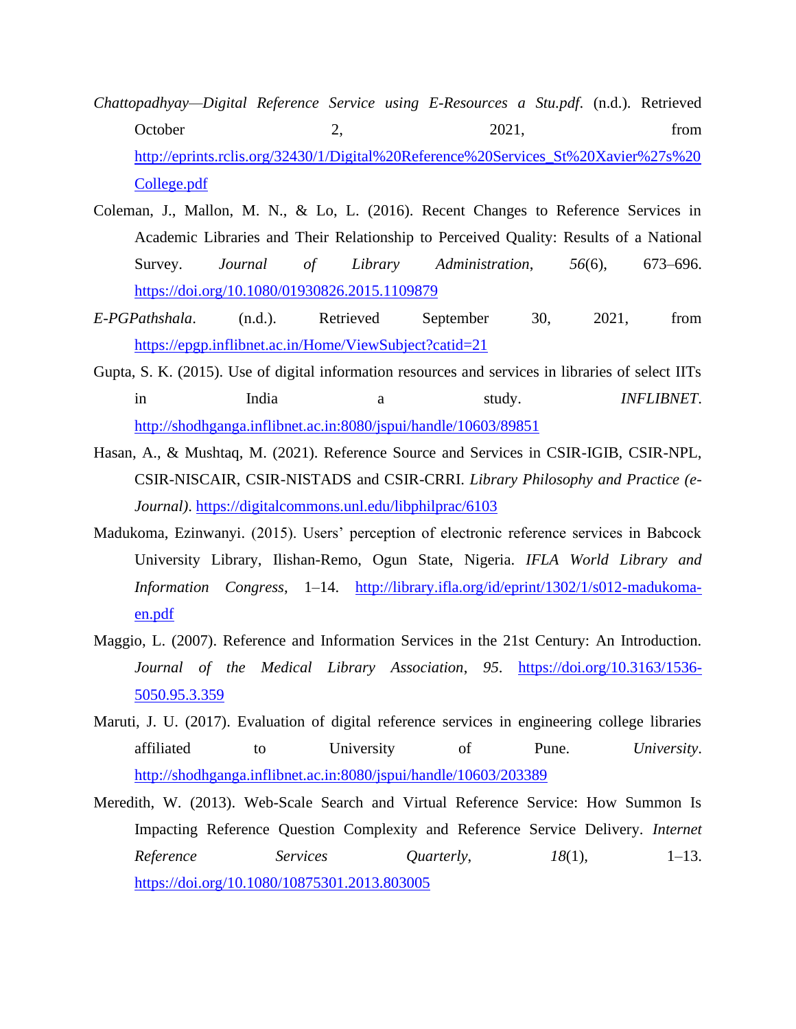*Chattopadhyay—Digital Reference Service using E-Resources a Stu.pdf*. (n.d.). Retrieved October 2, 2021, from http://eprints.rclis.org/32430/1/Digital%20Reference%20Services_St%20Xavier%27s%20College.pdf

Coleman, J., Mallon, M. N., & Lo, L. (2016). Recent Changes to Reference Services in Academic Libraries and Their Relationship to Perceived Quality: Results of a National Survey. *Journal of Library Administration*, *56*(6), 673–696. https://doi.org/10.1080/01930826.2015.1109879

*E-PGPathshala*. (n.d.). Retrieved September 30, 2021, from https://epgp.inflibnet.ac.in/Home/ViewSubject?catid=21

Gupta, S. K. (2015). Use of digital information resources and services in libraries of select IITs in India a study. *INFLIBNET*. http://shodhganga.inflibnet.ac.in:8080/jspui/handle/10603/89851

Hasan, A., & Mushtaq, M. (2021). Reference Source and Services in CSIR-IGIB, CSIR-NPL, CSIR-NISCAIR, CSIR-NISTADS and CSIR-CRRI. *Library Philosophy and Practice (e-Journal)*. https://digitalcommons.unl.edu/libphilprac/6103

Madukoma, Ezinwanyi. (2015). Users' perception of electronic reference services in Babcock University Library, Ilishan-Remo, Ogun State, Nigeria. *IFLA World Library and Information Congress*, 1–14. http://library.ifla.org/id/eprint/1302/1/s012-madukoma-en.pdf

Maggio, L. (2007). Reference and Information Services in the 21st Century: An Introduction. *Journal of the Medical Library Association*, *95*. https://doi.org/10.3163/1536-5050.95.3.359

Maruti, J. U. (2017). Evaluation of digital reference services in engineering college libraries affiliated to University of Pune. *University*. http://shodhganga.inflibnet.ac.in:8080/jspui/handle/10603/203389

Meredith, W. (2013). Web-Scale Search and Virtual Reference Service: How Summon Is Impacting Reference Question Complexity and Reference Service Delivery. *Internet Reference Services Quarterly*, *18*(1), 1–13. https://doi.org/10.1080/10875301.2013.803005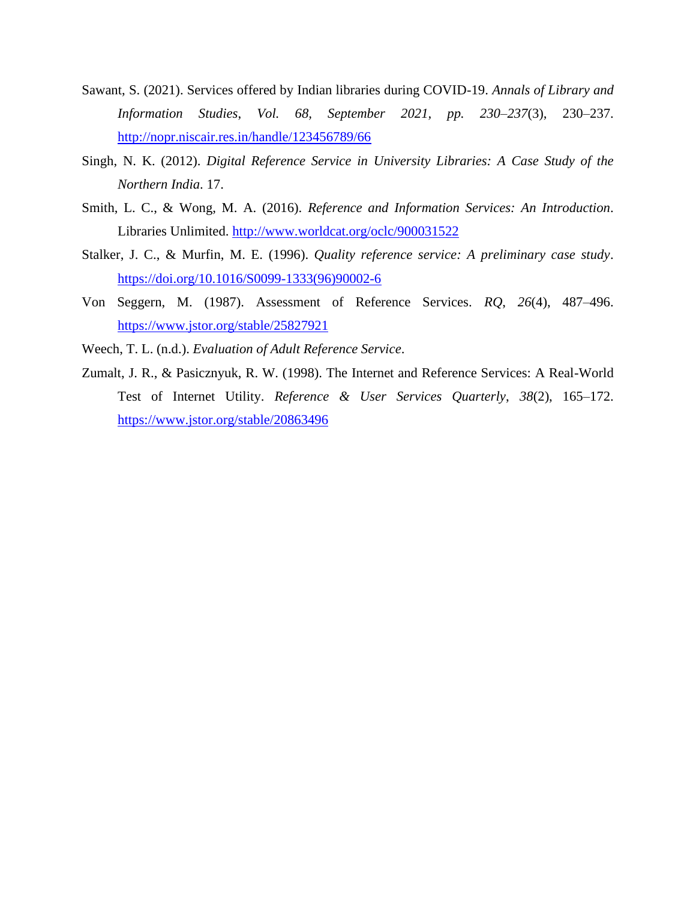Sawant, S. (2021). Services offered by Indian libraries during COVID-19. *Annals of Library and Information Studies, Vol. 68, September 2021, pp. 230–237*(3), 230–237. http://nopr.niscair.res.in/handle/123456789/66

Singh, N. K. (2012). *Digital Reference Service in University Libraries: A Case Study of the Northern India*. 17.

Smith, L. C., & Wong, M. A. (2016). *Reference and Information Services: An Introduction*. Libraries Unlimited. http://www.worldcat.org/oclc/900031522

Stalker, J. C., & Murfin, M. E. (1996). *Quality reference service: A preliminary case study*. https://doi.org/10.1016/S0099-1333(96)90002-6

Von Seggern, M. (1987). Assessment of Reference Services. *RQ*, *26*(4), 487–496. https://www.jstor.org/stable/25827921

Weech, T. L. (n.d.). *Evaluation of Adult Reference Service*.

Zumalt, J. R., & Pasicznyuk, R. W. (1998). The Internet and Reference Services: A Real-World Test of Internet Utility. *Reference & User Services Quarterly*, *38*(2), 165–172. https://www.jstor.org/stable/20863496